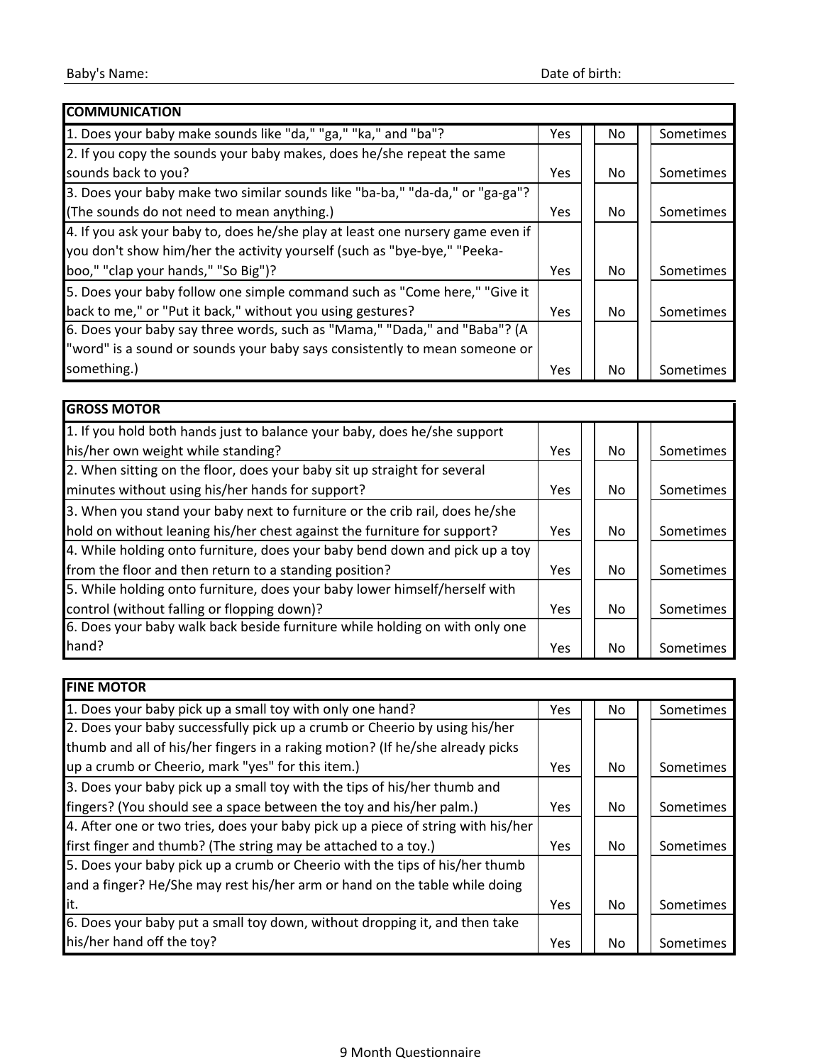Baby's Name: Date of birth:

| COMMUNICATION | | | |
|---|---|---|---|
| 1. Does your baby make sounds like "da," "ga," "ka," and "ba"? | Yes | No | Sometimes |
| 2. If you copy the sounds your baby makes, does he/she repeat the same sounds back to you? | Yes | No | Sometimes |
| 3. Does your baby make two similar sounds like "ba-ba," "da-da," or "ga-ga"? (The sounds do not need to mean anything.) | Yes | No | Sometimes |
| 4. If you ask your baby to, does he/she play at least one nursery game even if you don't show him/her the activity yourself (such as "bye-bye," "Peeka-boo," "clap your hands," "So Big")? | Yes | No | Sometimes |
| 5. Does your baby follow one simple command such as "Come here," "Give it back to me," or "Put it back," without you using gestures? | Yes | No | Sometimes |
| 6. Does your baby say three words, such as "Mama," "Dada," and "Baba"? (A "word" is a sound or sounds your baby says consistently to mean someone or something.) | Yes | No | Sometimes |

| GROSS MOTOR | | | |
|---|---|---|---|
| 1. If you hold both hands just to balance your baby, does he/she support his/her own weight while standing? | Yes | No | Sometimes |
| 2. When sitting on the floor, does your baby sit up straight for several minutes without using his/her hands for support? | Yes | No | Sometimes |
| 3. When you stand your baby next to furniture or the crib rail, does he/she hold on without leaning his/her chest against the furniture for support? | Yes | No | Sometimes |
| 4. While holding onto furniture, does your baby bend down and pick up a toy from the floor and then return to a standing position? | Yes | No | Sometimes |
| 5. While holding onto furniture, does your baby lower himself/herself with control (without falling or flopping down)? | Yes | No | Sometimes |
| 6. Does your baby walk back beside furniture while holding on with only one hand? | Yes | No | Sometimes |

| FINE MOTOR | | | |
|---|---|---|---|
| 1. Does your baby pick up a small toy with only one hand? | Yes | No | Sometimes |
| 2. Does your baby successfully pick up a crumb or Cheerio by using his/her thumb and all of his/her fingers in a raking motion? (If he/she already picks up a crumb or Cheerio, mark "yes" for this item.) | Yes | No | Sometimes |
| 3. Does your baby pick up a small toy with the tips of his/her thumb and fingers? (You should see a space between the toy and his/her palm.) | Yes | No | Sometimes |
| 4. After one or two tries, does your baby pick up a piece of string with his/her first finger and thumb? (The string may be attached to a toy.) | Yes | No | Sometimes |
| 5. Does your baby pick up a crumb or Cheerio with the tips of his/her thumb and a finger? He/She may rest his/her arm or hand on the table while doing it. | Yes | No | Sometimes |
| 6. Does your baby put a small toy down, without dropping it, and then take his/her hand off the toy? | Yes | No | Sometimes |

9 Month Questionnaire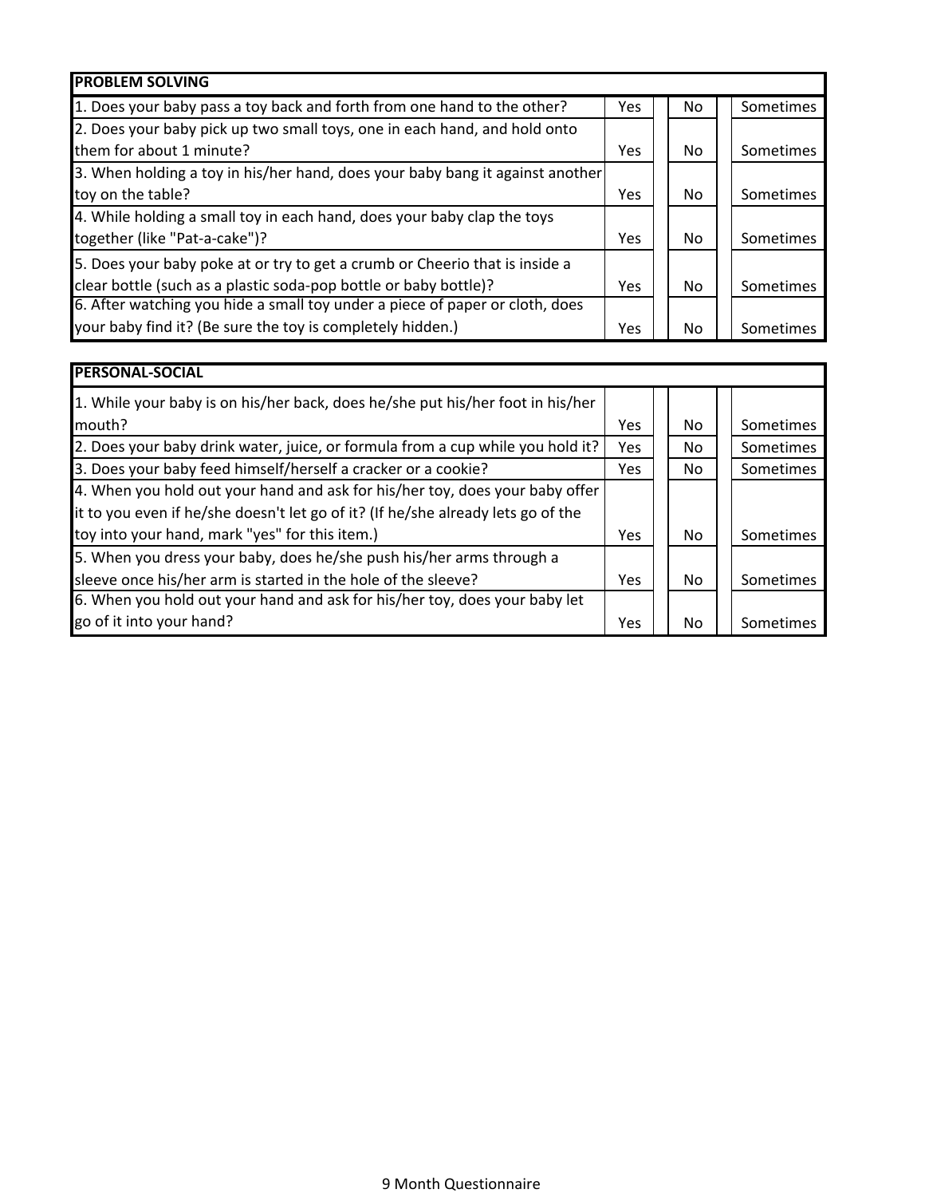| PROBLEM SOLVING | | | | | |
|---|---|---|---|---|---|
| 1. Does your baby pass a toy back and forth from one hand to the other? | Yes | | No | | Sometimes |
| 2. Does your baby pick up two small toys, one in each hand, and hold onto them for about 1 minute? | Yes | | No | | Sometimes |
| 3. When holding a toy in his/her hand, does your baby bang it against another toy on the table? | Yes | | No | | Sometimes |
| 4. While holding a small toy in each hand, does your baby clap the toys together (like "Pat-a-cake")? | Yes | | No | | Sometimes |
| 5. Does your baby poke at or try to get a crumb or Cheerio that is inside a clear bottle (such as a plastic soda-pop bottle or baby bottle)? | Yes | | No | | Sometimes |
| 6. After watching you hide a small toy under a piece of paper or cloth, does your baby find it? (Be sure the toy is completely hidden.) | Yes | | No | | Sometimes |

| PERSONAL-SOCIAL | | | | | |
|---|---|---|---|---|---|
| 1. While your baby is on his/her back, does he/she put his/her foot in his/her mouth? | Yes | | No | | Sometimes |
| 2. Does your baby drink water, juice, or formula from a cup while you hold it? | Yes | | No | | Sometimes |
| 3. Does your baby feed himself/herself a cracker or a cookie? | Yes | | No | | Sometimes |
| 4. When you hold out your hand and ask for his/her toy, does your baby offer it to you even if he/she doesn't let go of it? (If he/she already lets go of the toy into your hand, mark "yes" for this item.) | Yes | | No | | Sometimes |
| 5. When you dress your baby, does he/she push his/her arms through a sleeve once his/her arm is started in the hole of the sleeve? | Yes | | No | | Sometimes |
| 6. When you hold out your hand and ask for his/her toy, does your baby let go of it into your hand? | Yes | | No | | Sometimes |